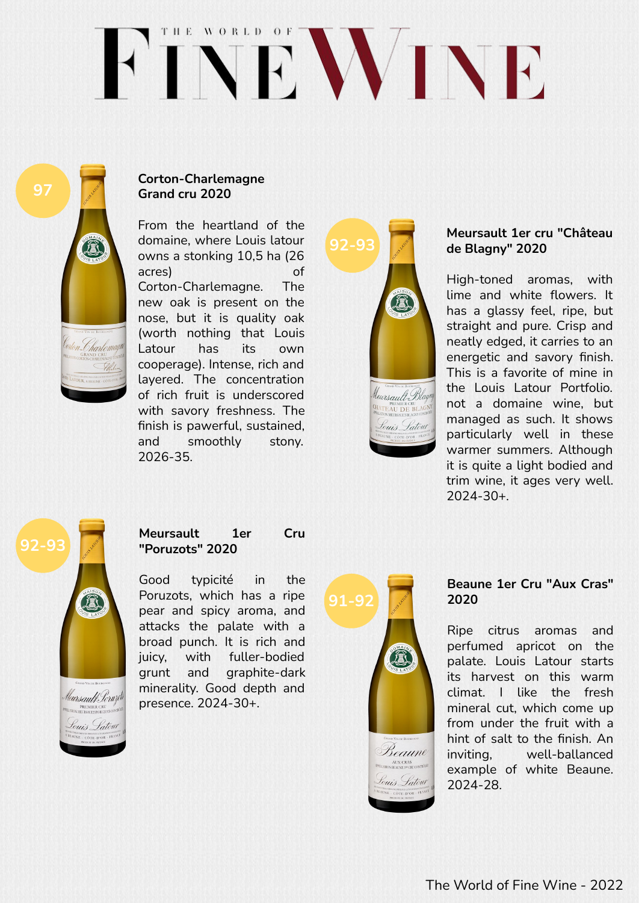# The World of Fine Wine

## 97

### Corton-Charlemagne Grand cru 2020

From the heartland of the domaine, where Louis latour owns a stonking 10,5 ha (26 acres) of Corton-Charlemagne. The new oak is present on the nose, but it is quality oak (worth nothing that Louis Latour has its own cooperage). Intense, rich and layered. The concentration of rich fruit is underscored with savory freshness. The finish is pawerful, sustained, and smoothly stony. 2026-35.

## 92-93

### Meursault 1er cru "Château de Blagny" 2020

High-toned aromas, with lime and white flowers. It has a glassy feel, ripe, but straight and pure. Crisp and neatly edged, it carries to an energetic and savory finish. This is a favorite of mine in the Louis Latour Portfolio. not a domaine wine, but managed as such. It shows particularly well in these warmer summers. Although it is quite a light bodied and trim wine, it ages very well. 2024-30+.

## 92-93

### Meursault 1er Cru "Poruzots" 2020

Good typicité in the Poruzots, which has a ripe pear and spicy aroma, and attacks the palate with a broad punch. It is rich and juicy, with fuller-bodied grunt and graphite-dark minerality. Good depth and presence. 2024-30+.

## 91-92

### Beaune 1er Cru "Aux Cras" 2020

Ripe citrus aromas and perfumed apricot on the palate. Louis Latour starts its harvest on this warm climat. I like the fresh mineral cut, which come up from under the fruit with a hint of salt to the finish. An inviting, well-ballanced example of white Beaune. 2024-28.

The World of Fine Wine - 2022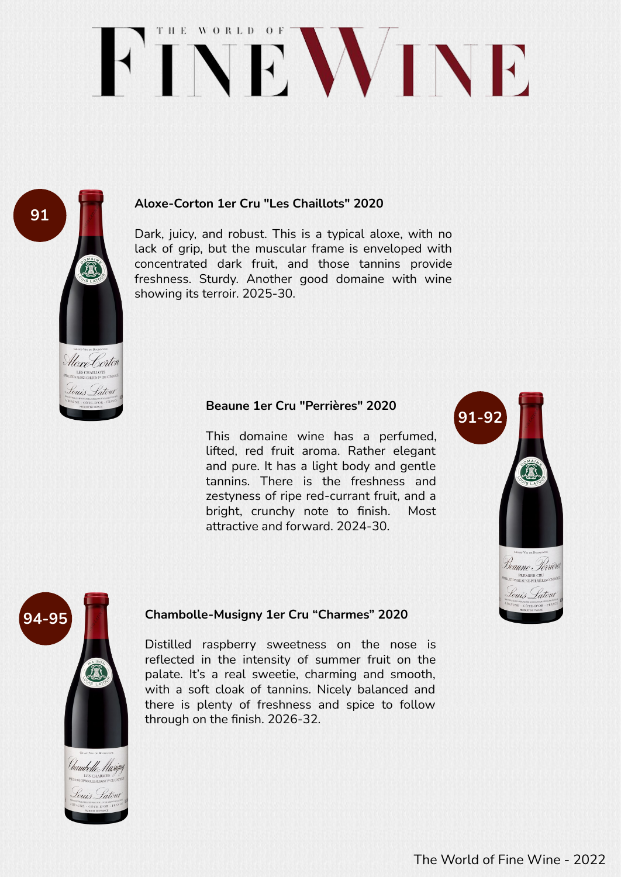# THE WORLD OF FINE WINE

91

**Aloxe-Corton 1er Cru "Les Chaillots" 2020**

Dark, juicy, and robust. This is a typical aloxe, with no lack of grip, but the muscular frame is enveloped with concentrated dark fruit, and those tannins provide freshness. Sturdy. Another good domaine with wine showing its terroir. 2025-30.

91-92

**Beaune 1er Cru "Perrières" 2020**

This domaine wine has a perfumed, lifted, red fruit aroma. Rather elegant and pure. It has a light body and gentle tannins. There is the freshness and zestyness of ripe red-currant fruit, and a bright, crunchy note to finish. Most attractive and forward. 2024-30.

94-95

**Chambolle-Musigny 1er Cru "Charmes" 2020**

Distilled raspberry sweetness on the nose is reflected in the intensity of summer fruit on the palate. It's a real sweetie, charming and smooth, with a soft cloak of tannins. Nicely balanced and there is plenty of freshness and spice to follow through on the finish. 2026-32.

The World of Fine Wine - 2022